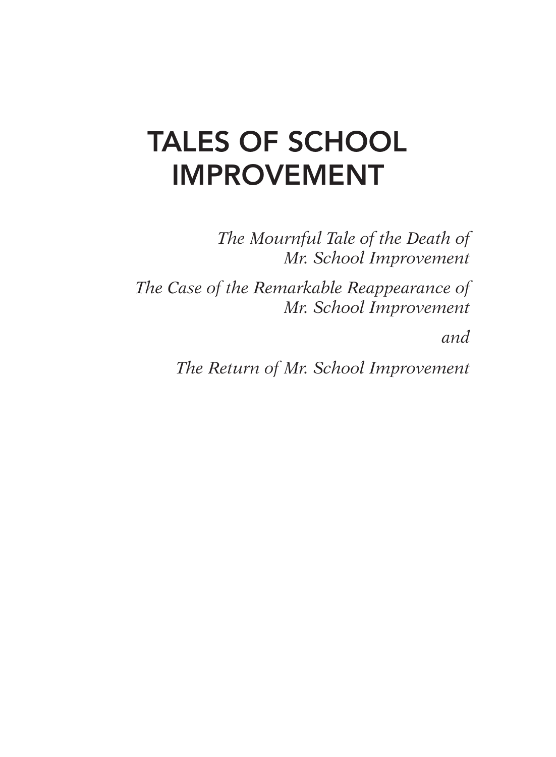# TALES OF SCHOOL IMPROVEMENT

*The Mournful Tale of the Death of Mr. School Improvement*

*The Case of the Remarkable Reappearance of Mr. School Improvement*

*and*

*The Return of Mr. School Improvement*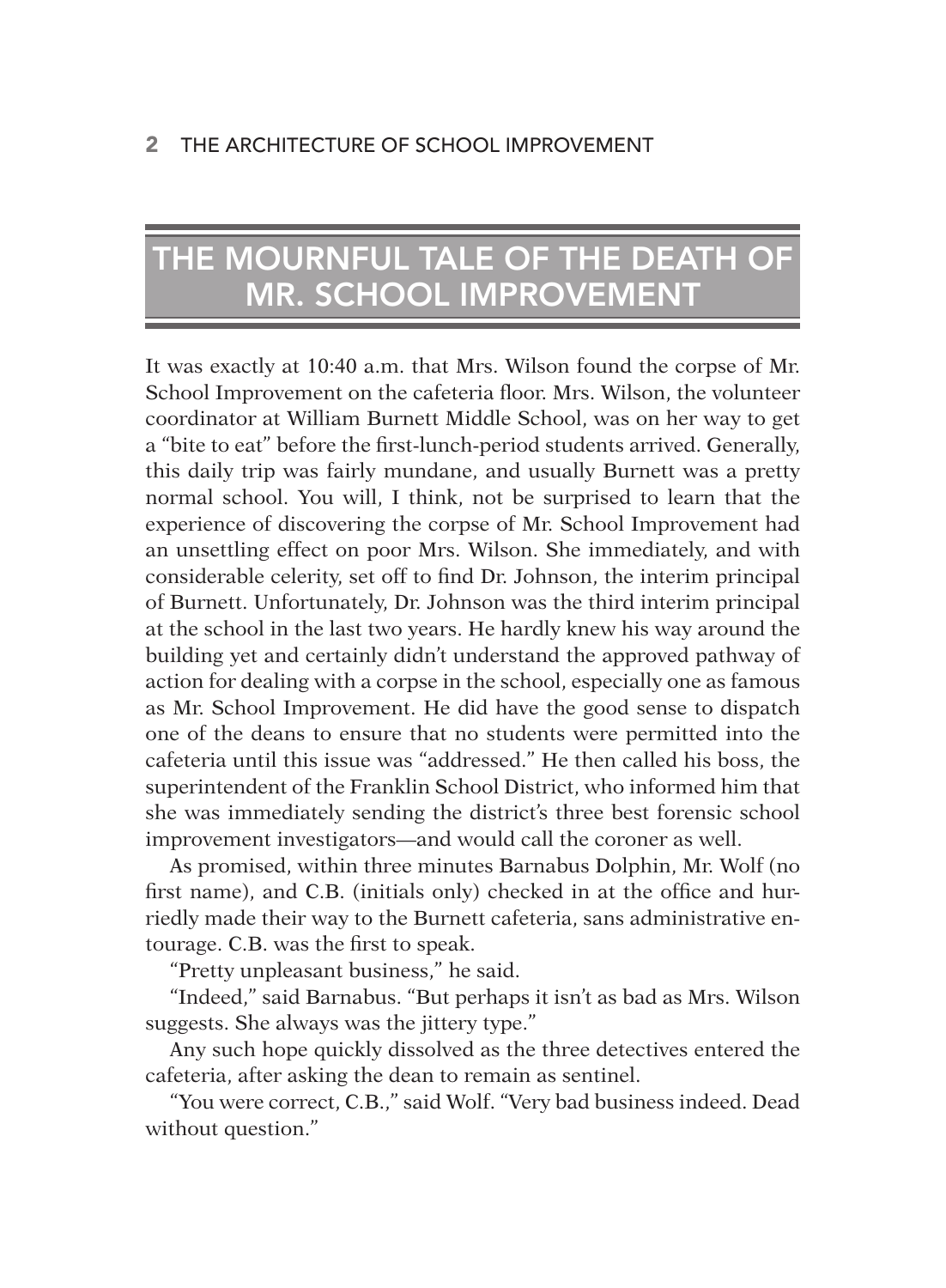## THE MOURNFUL TALE OF THE DEATH OF MR. SCHOOL IMPROVEMENT

It was exactly at 10:40 a.m. that Mrs. Wilson found the corpse of Mr. School Improvement on the cafeteria floor. Mrs. Wilson, the volunteer coordinator at William Burnett Middle School, was on her way to get a "bite to eat" before the first-lunch-period students arrived. Generally, this daily trip was fairly mundane, and usually Burnett was a pretty normal school. You will, I think, not be surprised to learn that the experience of discovering the corpse of Mr. School Improvement had an unsettling effect on poor Mrs. Wilson. She immediately, and with considerable celerity, set off to find Dr. Johnson, the interim principal of Burnett. Unfortunately, Dr. Johnson was the third interim principal at the school in the last two years. He hardly knew his way around the building yet and certainly didn't understand the approved pathway of action for dealing with a corpse in the school, especially one as famous as Mr. School Improvement. He did have the good sense to dispatch one of the deans to ensure that no students were permitted into the cafeteria until this issue was "addressed." He then called his boss, the superintendent of the Franklin School District, who informed him that she was immediately sending the district's three best forensic school improvement investigators—and would call the coroner as well.

As promised, within three minutes Barnabus Dolphin, Mr. Wolf (no first name), and C.B. (initials only) checked in at the office and hurriedly made their way to the Burnett cafeteria, sans administrative entourage. C.B. was the first to speak.

"Pretty unpleasant business," he said.

"Indeed," said Barnabus. "But perhaps it isn't as bad as Mrs. Wilson suggests. She always was the jittery type."

Any such hope quickly dissolved as the three detectives entered the cafeteria, after asking the dean to remain as sentinel.

"You were correct, C.B.," said Wolf. "Very bad business indeed. Dead without question."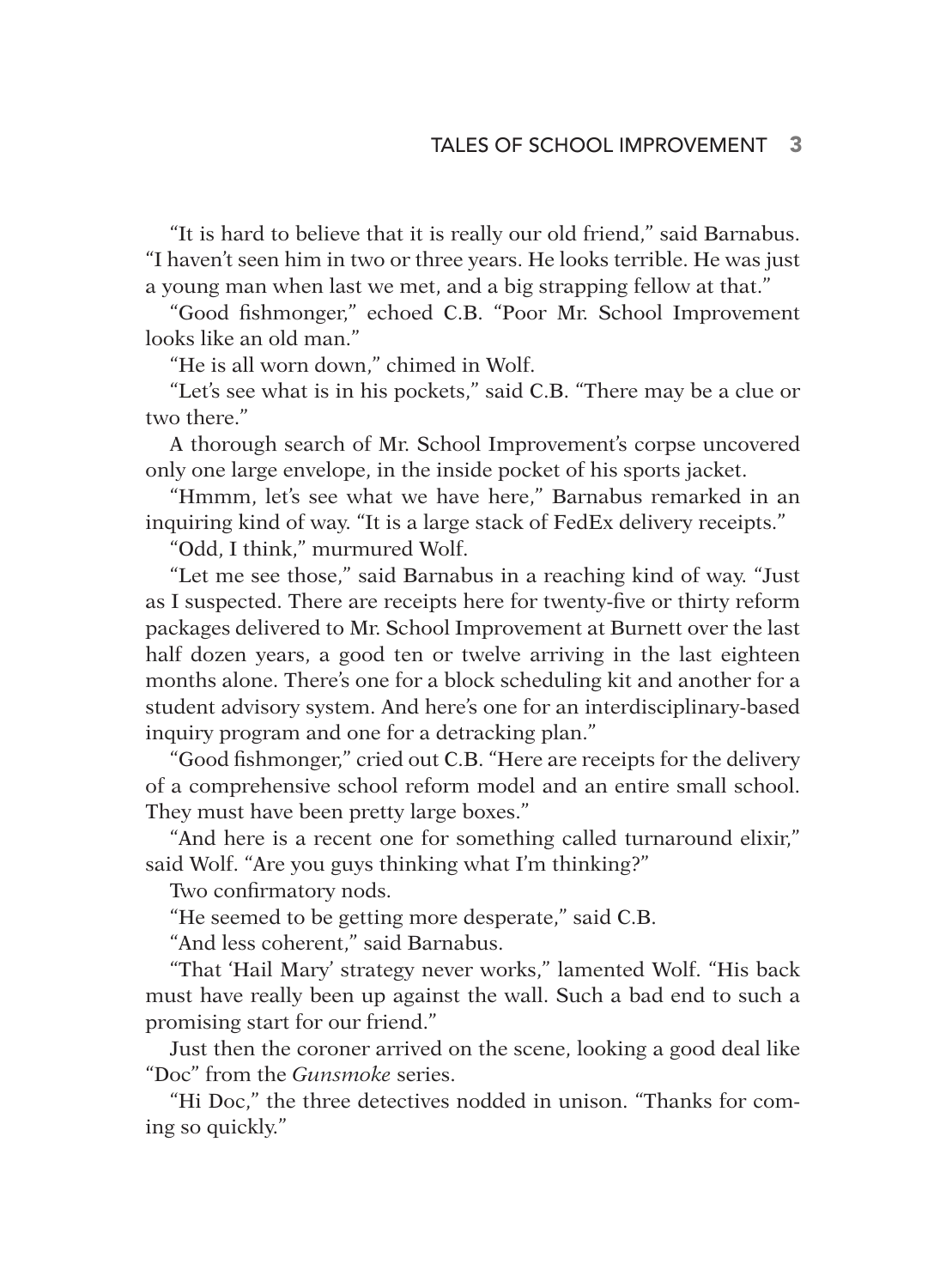"It is hard to believe that it is really our old friend," said Barnabus. "I haven't seen him in two or three years. He looks terrible. He was just a young man when last we met, and a big strapping fellow at that."

"Good fishmonger," echoed C.B. "Poor Mr. School Improvement looks like an old man."

"He is all worn down," chimed in Wolf.

"Let's see what is in his pockets," said C.B. "There may be a clue or two there."

A thorough search of Mr. School Improvement's corpse uncovered only one large envelope, in the inside pocket of his sports jacket.

"Hmmm, let's see what we have here," Barnabus remarked in an inquiring kind of way. "It is a large stack of FedEx delivery receipts."

"Odd, I think," murmured Wolf.

"Let me see those," said Barnabus in a reaching kind of way. "Just as I suspected. There are receipts here for twenty-five or thirty reform packages delivered to Mr. School Improvement at Burnett over the last half dozen years, a good ten or twelve arriving in the last eighteen months alone. There's one for a block scheduling kit and another for a student advisory system. And here's one for an interdisciplinary-based inquiry program and one for a detracking plan."

"Good fishmonger," cried out C.B. "Here are receipts for the delivery of a comprehensive school reform model and an entire small school. They must have been pretty large boxes."

"And here is a recent one for something called turnaround elixir," said Wolf. "Are you guys thinking what I'm thinking?"

Two confirmatory nods.

"He seemed to be getting more desperate," said C.B.

"And less coherent," said Barnabus.

"That 'Hail Mary' strategy never works," lamented Wolf. "His back must have really been up against the wall. Such a bad end to such a promising start for our friend."

Just then the coroner arrived on the scene, looking a good deal like "Doc" from the *Gunsmoke* series.

"Hi Doc," the three detectives nodded in unison. "Thanks for coming so quickly."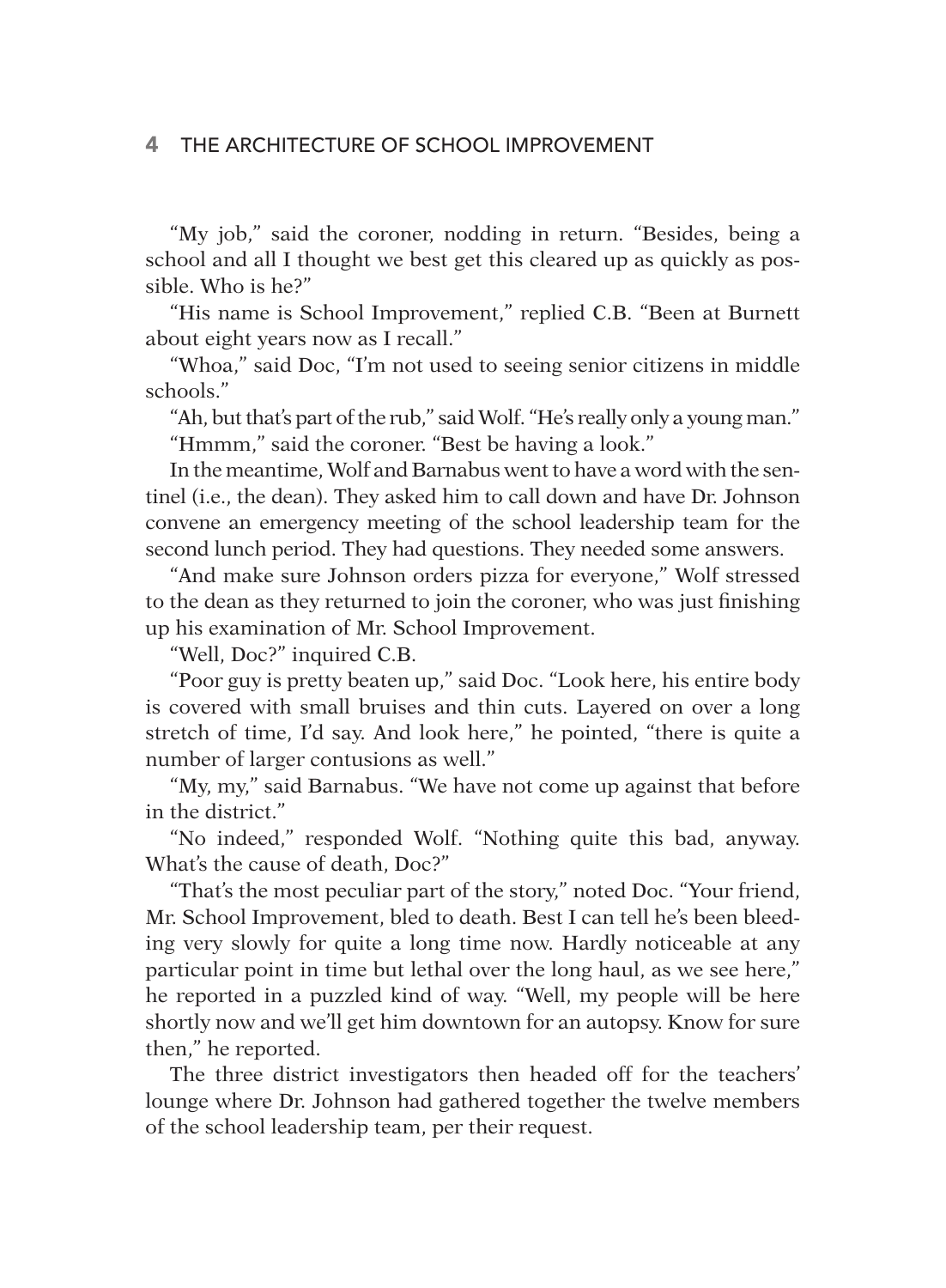"My job," said the coroner, nodding in return. "Besides, being a school and all I thought we best get this cleared up as quickly as possible. Who is he?"

"His name is School Improvement," replied C.B. "Been at Burnett about eight years now as I recall."

"Whoa," said Doc, "I'm not used to seeing senior citizens in middle schools."

"Ah, but that's part of the rub," said Wolf. "He's really only a young man."

"Hmmm," said the coroner. "Best be having a look."

In the meantime, Wolf and Barnabus went to have a word with the sentinel (i.e., the dean). They asked him to call down and have Dr. Johnson convene an emergency meeting of the school leadership team for the second lunch period. They had questions. They needed some answers.

"And make sure Johnson orders pizza for everyone," Wolf stressed to the dean as they returned to join the coroner, who was just finishing up his examination of Mr. School Improvement.

"Well, Doc?" inquired C.B.

"Poor guy is pretty beaten up," said Doc. "Look here, his entire body is covered with small bruises and thin cuts. Layered on over a long stretch of time, I'd say. And look here," he pointed, "there is quite a number of larger contusions as well."

"My, my," said Barnabus. "We have not come up against that before in the district."

"No indeed," responded Wolf. "Nothing quite this bad, anyway. What's the cause of death, Doc?"

"That's the most peculiar part of the story," noted Doc. "Your friend, Mr. School Improvement, bled to death. Best I can tell he's been bleeding very slowly for quite a long time now. Hardly noticeable at any particular point in time but lethal over the long haul, as we see here," he reported in a puzzled kind of way. "Well, my people will be here shortly now and we'll get him downtown for an autopsy. Know for sure then," he reported.

The three district investigators then headed off for the teachers' lounge where Dr. Johnson had gathered together the twelve members of the school leadership team, per their request.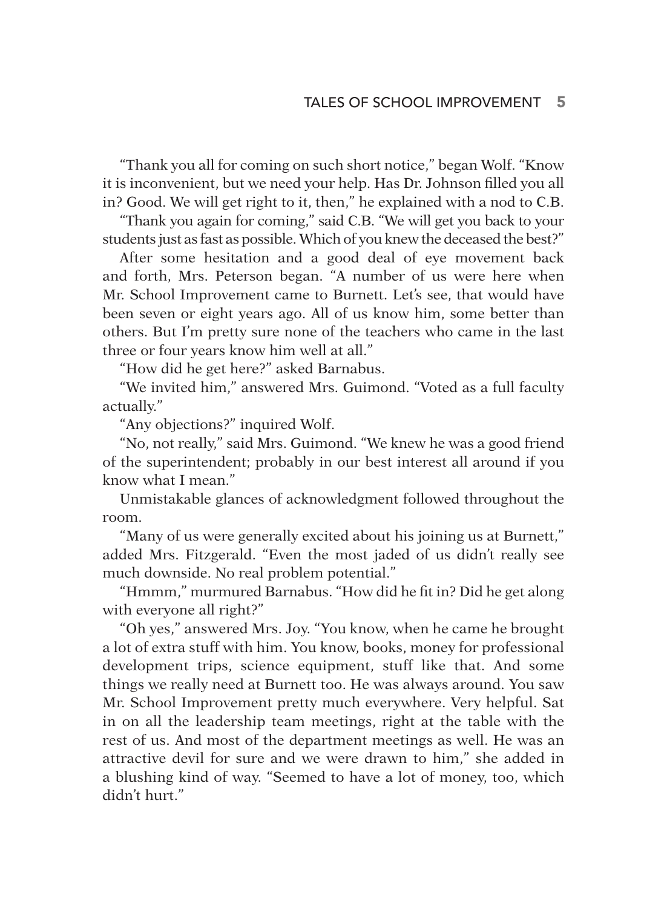"Thank you all for coming on such short notice," began Wolf. "Know it is inconvenient, but we need your help. Has Dr. Johnson filled you all in? Good. We will get right to it, then," he explained with a nod to C.B.

"Thank you again for coming," said C.B. "We will get you back to your students just as fast as possible. Which of you knew the deceased the best?"

After some hesitation and a good deal of eye movement back and forth, Mrs. Peterson began. "A number of us were here when Mr. School Improvement came to Burnett. Let's see, that would have been seven or eight years ago. All of us know him, some better than others. But I'm pretty sure none of the teachers who came in the last three or four years know him well at all."

"How did he get here?" asked Barnabus.

"We invited him," answered Mrs. Guimond. "Voted as a full faculty actually."

"Any objections?" inquired Wolf.

"No, not really," said Mrs. Guimond. "We knew he was a good friend of the superintendent; probably in our best interest all around if you know what I mean."

Unmistakable glances of acknowledgment followed throughout the room.

"Many of us were generally excited about his joining us at Burnett," added Mrs. Fitzgerald. "Even the most jaded of us didn't really see much downside. No real problem potential."

"Hmmm," murmured Barnabus. "How did he fit in? Did he get along with everyone all right?"

"Oh yes," answered Mrs. Joy. "You know, when he came he brought a lot of extra stuff with him. You know, books, money for professional development trips, science equipment, stuff like that. And some things we really need at Burnett too. He was always around. You saw Mr. School Improvement pretty much everywhere. Very helpful. Sat in on all the leadership team meetings, right at the table with the rest of us. And most of the department meetings as well. He was an attractive devil for sure and we were drawn to him," she added in a blushing kind of way. "Seemed to have a lot of money, too, which didn't hurt."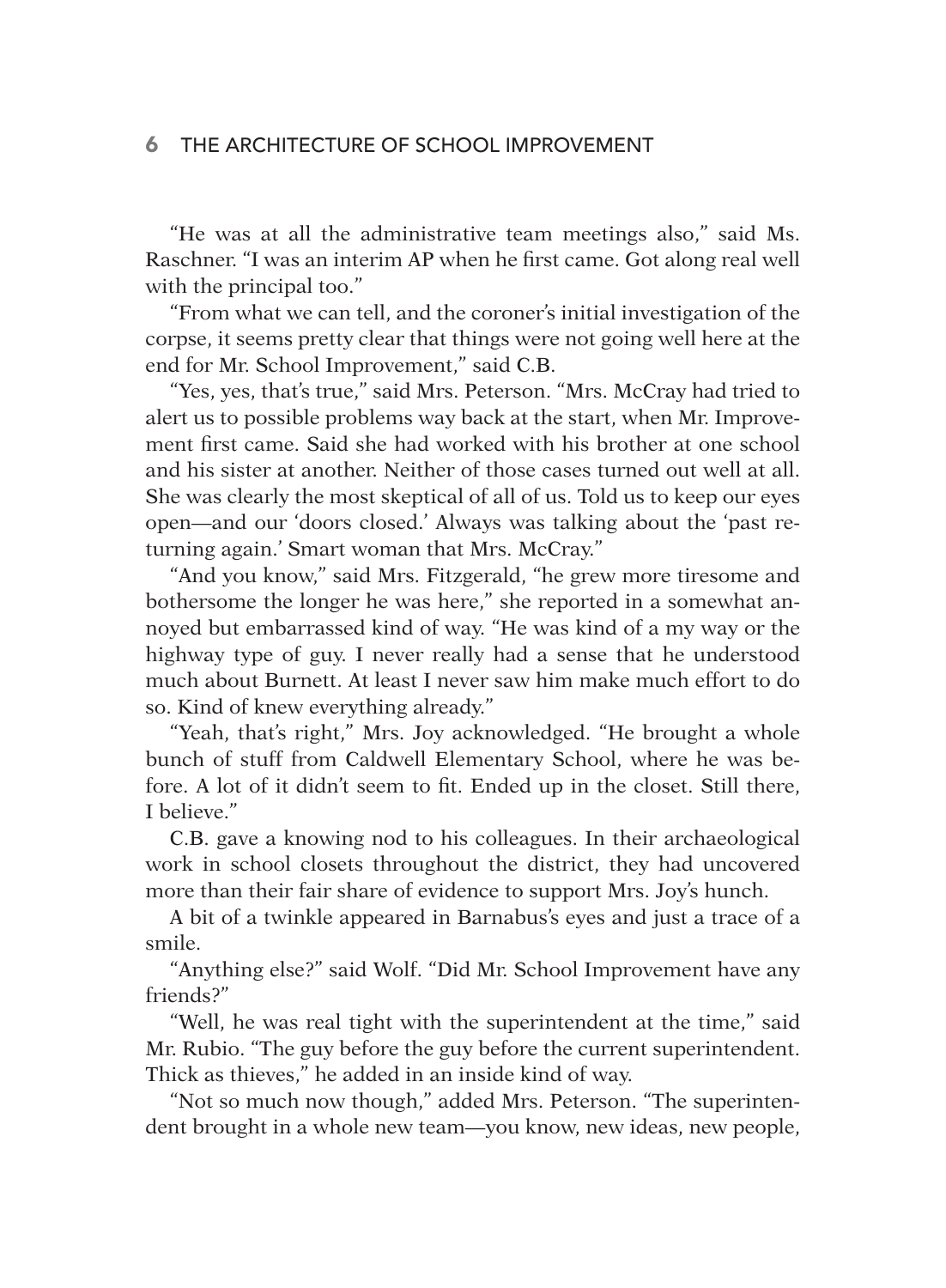"He was at all the administrative team meetings also," said Ms. Raschner. "I was an interim AP when he first came. Got along real well with the principal too."

"From what we can tell, and the coroner's initial investigation of the corpse, it seems pretty clear that things were not going well here at the end for Mr. School Improvement," said C.B.

"Yes, yes, that's true," said Mrs. Peterson. "Mrs. McCray had tried to alert us to possible problems way back at the start, when Mr. Improvement first came. Said she had worked with his brother at one school and his sister at another. Neither of those cases turned out well at all. She was clearly the most skeptical of all of us. Told us to keep our eyes open—and our 'doors closed.' Always was talking about the 'past returning again.' Smart woman that Mrs. McCray."

"And you know," said Mrs. Fitzgerald, "he grew more tiresome and bothersome the longer he was here," she reported in a somewhat annoyed but embarrassed kind of way. "He was kind of a my way or the highway type of guy. I never really had a sense that he understood much about Burnett. At least I never saw him make much effort to do so. Kind of knew everything already."

"Yeah, that's right," Mrs. Joy acknowledged. "He brought a whole bunch of stuff from Caldwell Elementary School, where he was before. A lot of it didn't seem to fit. Ended up in the closet. Still there, I believe."

C.B. gave a knowing nod to his colleagues. In their archaeological work in school closets throughout the district, they had uncovered more than their fair share of evidence to support Mrs. Joy's hunch.

A bit of a twinkle appeared in Barnabus's eyes and just a trace of a smile.

"Anything else?" said Wolf. "Did Mr. School Improvement have any friends?"

"Well, he was real tight with the superintendent at the time," said Mr. Rubio. "The guy before the guy before the current superintendent. Thick as thieves," he added in an inside kind of way.

"Not so much now though," added Mrs. Peterson. "The superintendent brought in a whole new team—you know, new ideas, new people,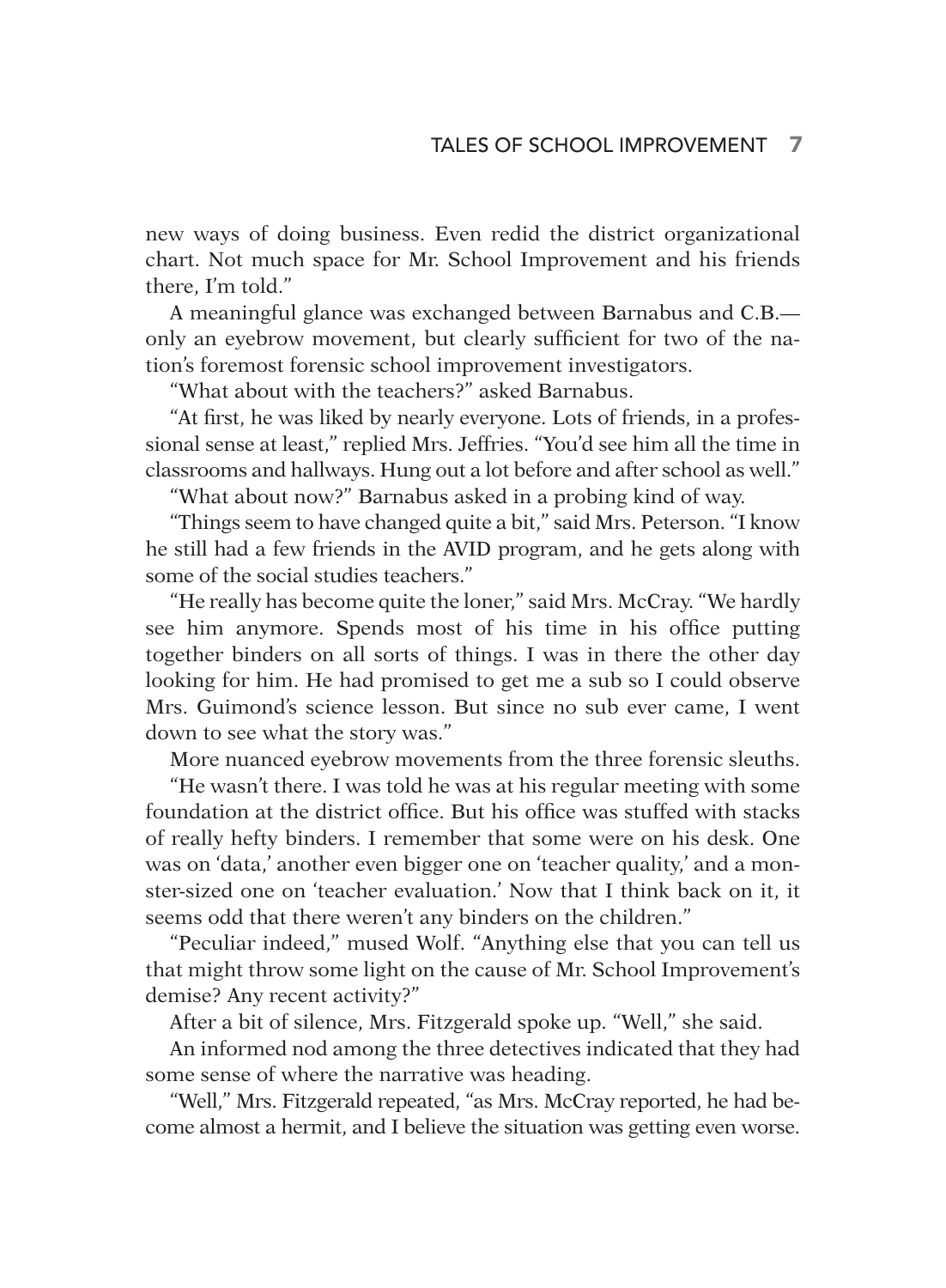new ways of doing business. Even redid the district organizational chart. Not much space for Mr. School Improvement and his friends there, I'm told."

A meaningful glance was exchanged between Barnabus and C.B.—only an eyebrow movement, but clearly sufficient for two of the nation's foremost forensic school improvement investigators.

"What about with the teachers?" asked Barnabus.

"At first, he was liked by nearly everyone. Lots of friends, in a professional sense at least," replied Mrs. Jeffries. "You'd see him all the time in classrooms and hallways. Hung out a lot before and after school as well."

"What about now?" Barnabus asked in a probing kind of way.

"Things seem to have changed quite a bit," said Mrs. Peterson. "I know he still had a few friends in the AVID program, and he gets along with some of the social studies teachers."

"He really has become quite the loner," said Mrs. McCray. "We hardly see him anymore. Spends most of his time in his office putting together binders on all sorts of things. I was in there the other day looking for him. He had promised to get me a sub so I could observe Mrs. Guimond's science lesson. But since no sub ever came, I went down to see what the story was."

More nuanced eyebrow movements from the three forensic sleuths.

"He wasn't there. I was told he was at his regular meeting with some foundation at the district office. But his office was stuffed with stacks of really hefty binders. I remember that some were on his desk. One was on 'data,' another even bigger one on 'teacher quality,' and a monster-sized one on 'teacher evaluation.' Now that I think back on it, it seems odd that there weren't any binders on the children."

"Peculiar indeed," mused Wolf. "Anything else that you can tell us that might throw some light on the cause of Mr. School Improvement's demise? Any recent activity?"

After a bit of silence, Mrs. Fitzgerald spoke up. "Well," she said.

An informed nod among the three detectives indicated that they had some sense of where the narrative was heading.

"Well," Mrs. Fitzgerald repeated, "as Mrs. McCray reported, he had become almost a hermit, and I believe the situation was getting even worse.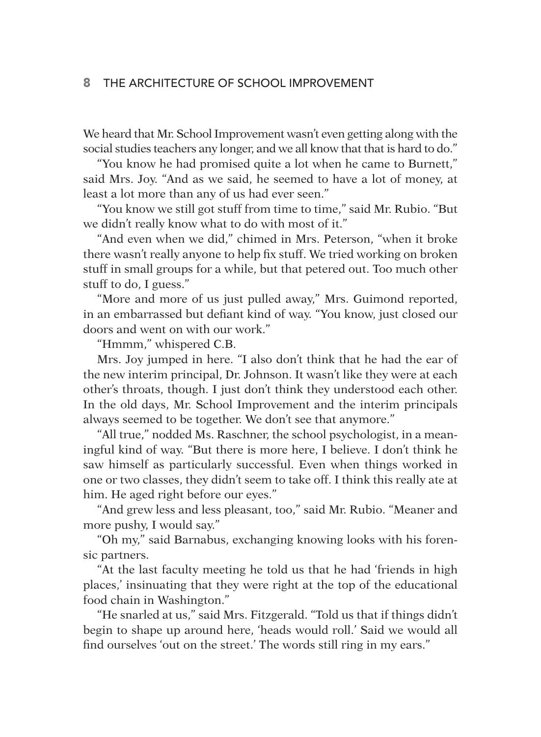We heard that Mr. School Improvement wasn't even getting along with the social studies teachers any longer, and we all know that that is hard to do."

"You know he had promised quite a lot when he came to Burnett," said Mrs. Joy. "And as we said, he seemed to have a lot of money, at least a lot more than any of us had ever seen."

"You know we still got stuff from time to time," said Mr. Rubio. "But we didn't really know what to do with most of it."

"And even when we did," chimed in Mrs. Peterson, "when it broke there wasn't really anyone to help fix stuff. We tried working on broken stuff in small groups for a while, but that petered out. Too much other stuff to do, I guess."

"More and more of us just pulled away," Mrs. Guimond reported, in an embarrassed but defiant kind of way. "You know, just closed our doors and went on with our work."

"Hmmm," whispered C.B.

Mrs. Joy jumped in here. "I also don't think that he had the ear of the new interim principal, Dr. Johnson. It wasn't like they were at each other's throats, though. I just don't think they understood each other. In the old days, Mr. School Improvement and the interim principals always seemed to be together. We don't see that anymore."

"All true," nodded Ms. Raschner, the school psychologist, in a meaningful kind of way. "But there is more here, I believe. I don't think he saw himself as particularly successful. Even when things worked in one or two classes, they didn't seem to take off. I think this really ate at him. He aged right before our eyes."

"And grew less and less pleasant, too," said Mr. Rubio. "Meaner and more pushy, I would say."

"Oh my," said Barnabus, exchanging knowing looks with his forensic partners.

"At the last faculty meeting he told us that he had 'friends in high places,' insinuating that they were right at the top of the educational food chain in Washington."

"He snarled at us," said Mrs. Fitzgerald. "Told us that if things didn't begin to shape up around here, 'heads would roll.' Said we would all find ourselves 'out on the street.' The words still ring in my ears."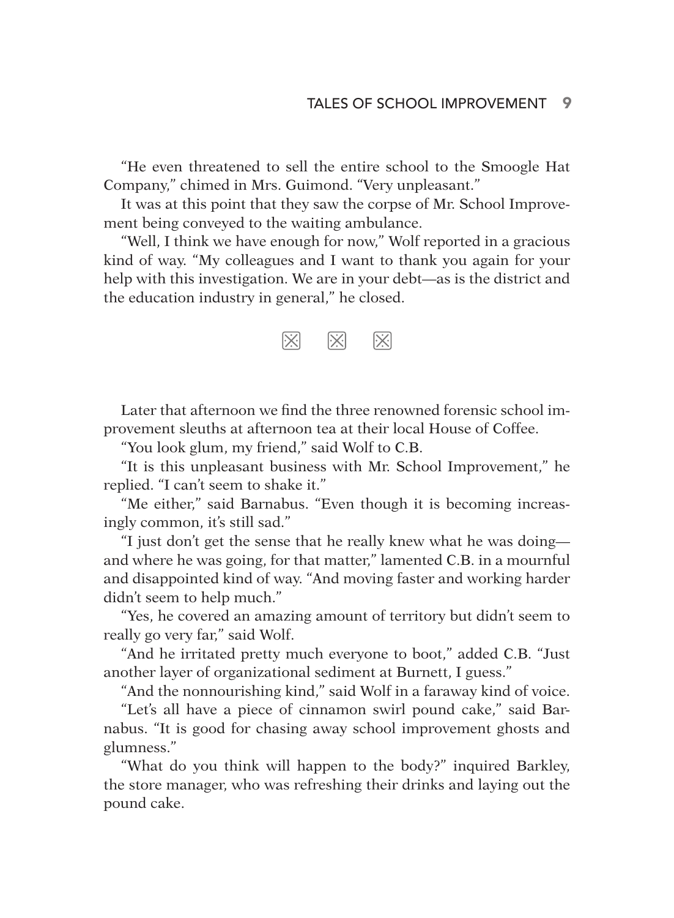"He even threatened to sell the entire school to the Smoogle Hat Company," chimed in Mrs. Guimond. "Very unpleasant."

It was at this point that they saw the corpse of Mr. School Improvement being conveyed to the waiting ambulance.

"Well, I think we have enough for now," Wolf reported in a gracious kind of way. "My colleagues and I want to thank you again for your help with this investigation. We are in your debt—as is the district and the education industry in general," he closed.

⊠ ⊠ ⊠

Later that afternoon we find the three renowned forensic school improvement sleuths at afternoon tea at their local House of Coffee.

"You look glum, my friend," said Wolf to C.B.

"It is this unpleasant business with Mr. School Improvement," he replied. "I can't seem to shake it."

"Me either," said Barnabus. "Even though it is becoming increasingly common, it's still sad."

"I just don't get the sense that he really knew what he was doing—and where he was going, for that matter," lamented C.B. in a mournful and disappointed kind of way. "And moving faster and working harder didn't seem to help much."

"Yes, he covered an amazing amount of territory but didn't seem to really go very far," said Wolf.

"And he irritated pretty much everyone to boot," added C.B. "Just another layer of organizational sediment at Burnett, I guess."

"And the nonnourishing kind," said Wolf in a faraway kind of voice.

"Let's all have a piece of cinnamon swirl pound cake," said Barnabus. "It is good for chasing away school improvement ghosts and glumness."

"What do you think will happen to the body?" inquired Barkley, the store manager, who was refreshing their drinks and laying out the pound cake.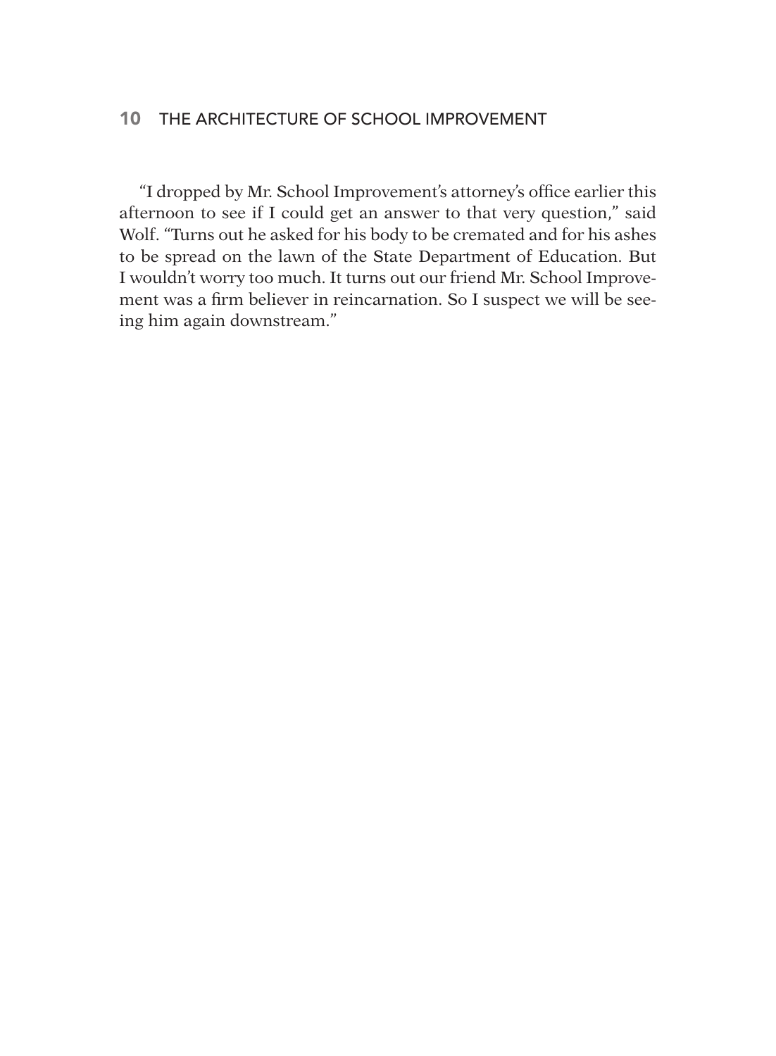"I dropped by Mr. School Improvement's attorney's office earlier this afternoon to see if I could get an answer to that very question," said Wolf. "Turns out he asked for his body to be cremated and for his ashes to be spread on the lawn of the State Department of Education. But I wouldn't worry too much. It turns out our friend Mr. School Improvement was a firm believer in reincarnation. So I suspect we will be seeing him again downstream."